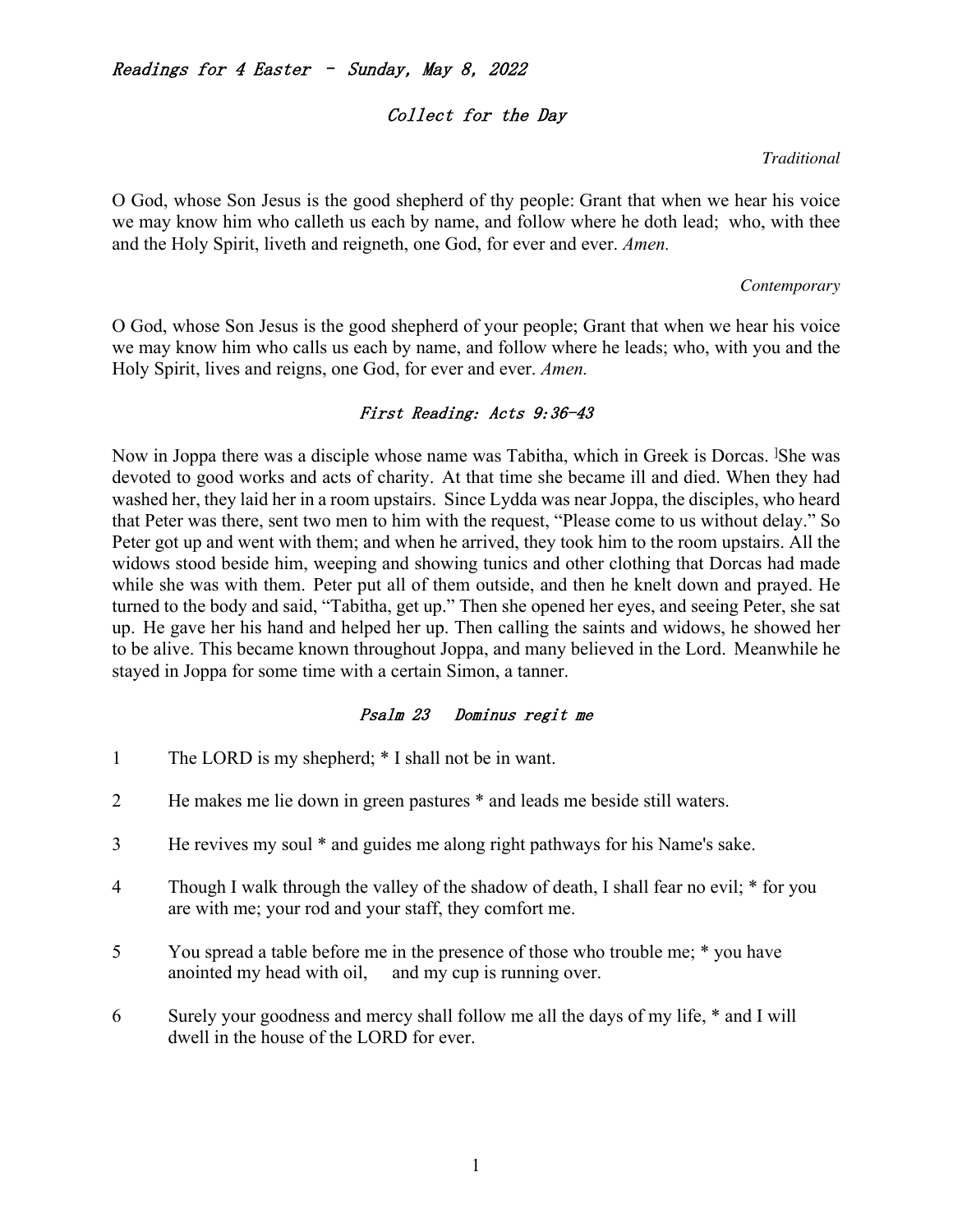*Readings for 4 Easter – Sunday, May 8, 2022*

## *Collect for the Day*

*Traditional*

O God, whose Son Jesus is the good shepherd of thy people: Grant that when we hear his voice we may know him who calleth us each by name, and follow where he doth lead; who, with thee and the Holy Spirit, liveth and reigneth, one God, for ever and ever. *Amen.*

*Contemporary*

O God, whose Son Jesus is the good shepherd of your people; Grant that when we hear his voice we may know him who calls us each by name, and follow where he leads; who, with you and the Holy Spirit, lives and reigns, one God, for ever and ever. *Amen.*

## *First Reading: Acts 9:36-43*

Now in Joppa there was a disciple whose name was Tabitha, which in Greek is Dorcas. ]She was devoted to good works and acts of charity. At that time she became ill and died. When they had washed her, they laid her in a room upstairs. Since Lydda was near Joppa, the disciples, who heard that Peter was there, sent two men to him with the request, "Please come to us without delay." So Peter got up and went with them; and when he arrived, they took him to the room upstairs. All the widows stood beside him, weeping and showing tunics and other clothing that Dorcas had made while she was with them. Peter put all of them outside, and then he knelt down and prayed. He turned to the body and said, "Tabitha, get up." Then she opened her eyes, and seeing Peter, she sat up. He gave her his hand and helped her up. Then calling the saints and widows, he showed her to be alive. This became known throughout Joppa, and many believed in the Lord. Meanwhile he stayed in Joppa for some time with a certain Simon, a tanner.

## *Psalm 23 Dominus regit me*

1 The LORD is my shepherd; * I shall not be in want.

2 He makes me lie down in green pastures * and leads me beside still waters.

3 He revives my soul * and guides me along right pathways for his Name's sake.

4 Though I walk through the valley of the shadow of death, I shall fear no evil; * for you are with me; your rod and your staff, they comfort me.

5 You spread a table before me in the presence of those who trouble me; * you have anointed my head with oil, and my cup is running over.

6 Surely your goodness and mercy shall follow me all the days of my life, * and I will dwell in the house of the LORD for ever.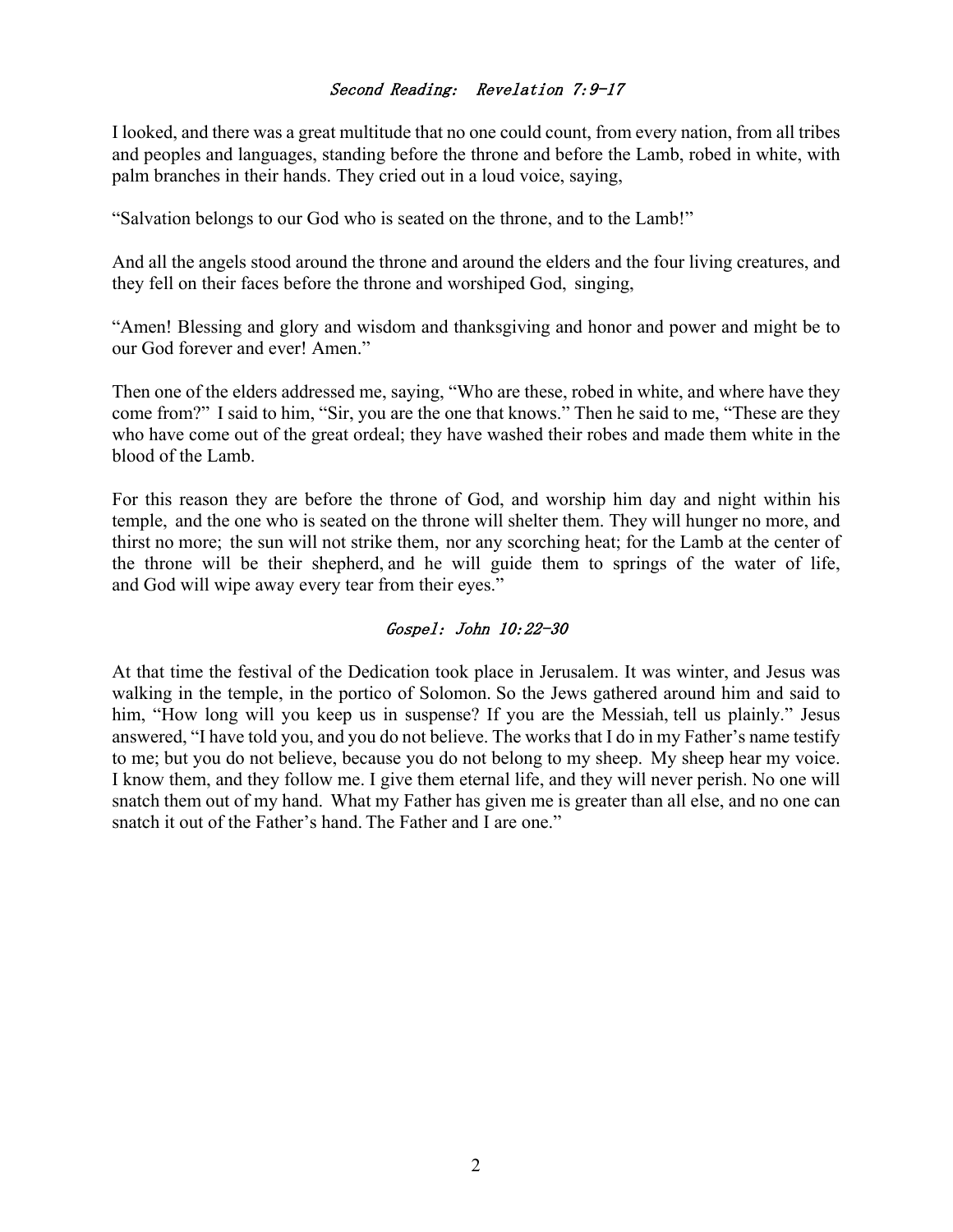## *Second Reading: Revelation 7:9-17*

I looked, and there was a great multitude that no one could count, from every nation, from all tribes and peoples and languages, standing before the throne and before the Lamb, robed in white, with palm branches in their hands. They cried out in a loud voice, saying,

"Salvation belongs to our God who is seated on the throne, and to the Lamb!"

And all the angels stood around the throne and around the elders and the four living creatures, and they fell on their faces before the throne and worshiped God, singing,

"Amen! Blessing and glory and wisdom and thanksgiving and honor and power and might be to our God forever and ever! Amen."

Then one of the elders addressed me, saying, "Who are these, robed in white, and where have they come from?" I said to him, "Sir, you are the one that knows." Then he said to me, "These are they who have come out of the great ordeal; they have washed their robes and made them white in the blood of the Lamb.

For this reason they are before the throne of God, and worship him day and night within his temple, and the one who is seated on the throne will shelter them. They will hunger no more, and thirst no more; the sun will not strike them, nor any scorching heat; for the Lamb at the center of the throne will be their shepherd, and he will guide them to springs of the water of life, and God will wipe away every tear from their eyes."

## *Gospel: John 10:22-30*

At that time the festival of the Dedication took place in Jerusalem. It was winter, and Jesus was walking in the temple, in the portico of Solomon. So the Jews gathered around him and said to him, "How long will you keep us in suspense? If you are the Messiah, tell us plainly." Jesus answered, "I have told you, and you do not believe. The works that I do in my Father's name testify to me; but you do not believe, because you do not belong to my sheep. My sheep hear my voice. I know them, and they follow me. I give them eternal life, and they will never perish. No one will snatch them out of my hand. What my Father has given me is greater than all else, and no one can snatch it out of the Father's hand. The Father and I are one."